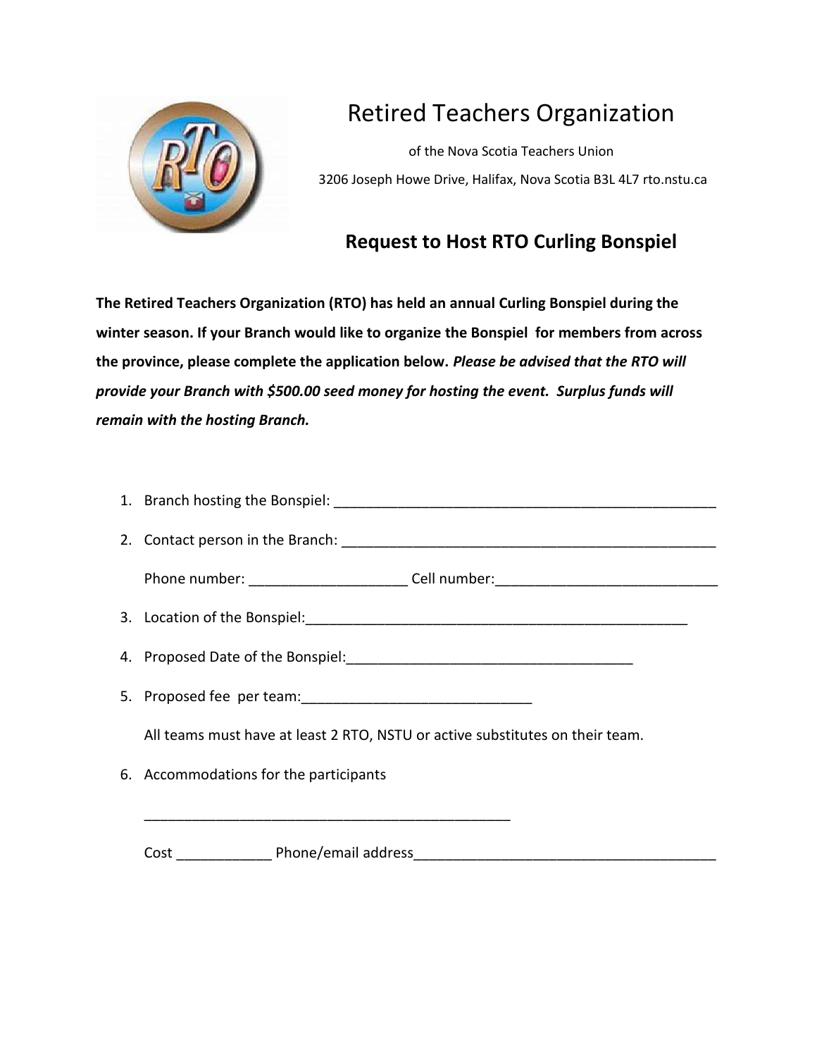# Retired Teachers Organization

of the Nova Scotia Teachers Union

3206 Joseph Howe Drive, Halifax, Nova Scotia B3L 4L7 rto.nstu.ca

## Request to Host RTO Curling Bonspiel

**The Retired Teachers Organization (RTO) has held an annual Curling Bonspiel during the winter season. If your Branch would like to organize the Bonspiel for members from across the province, please complete the application below.** ***Please be advised that the RTO will provide your Branch with $500.00 seed money for hosting the event. Surplus funds will remain with the hosting Branch.***

1. Branch hosting the Bonspiel: ___________________________________________________
2. Contact person in the Branch: __________________________________________________

   Phone number: ____________________ Cell number:____________________________
3. Location of the Bonspiel:___________________________________________________
4. Proposed Date of the Bonspiel:_____________________________________
5. Proposed fee per team:______________________________

   All teams must have at least 2 RTO, NSTU or active substitutes on their team.
6. Accommodations for the participants

   ________________________________________________

   Cost ____________ Phone/email address_______________________________________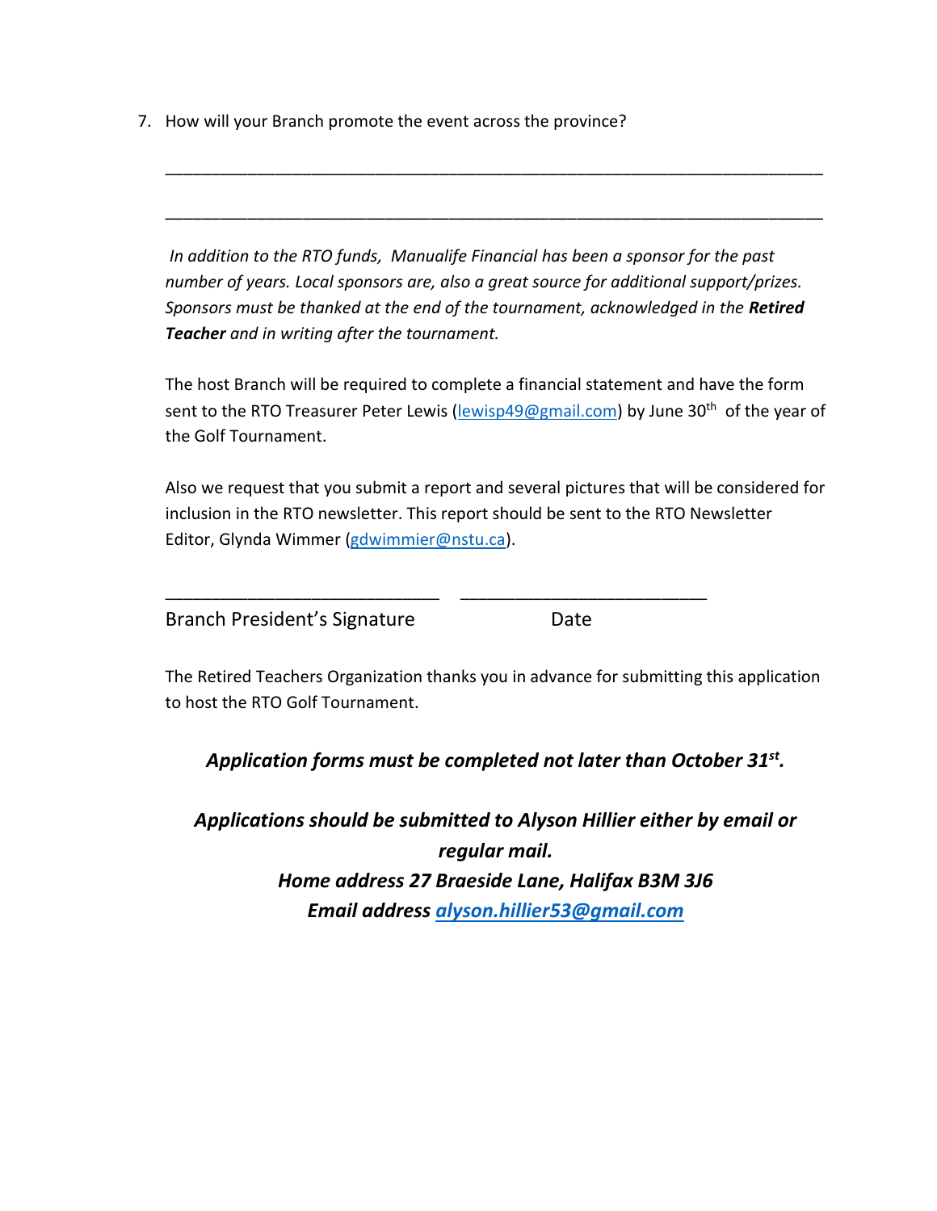7. How will your Branch promote the event across the province?

_______________________________________________________________________

_______________________________________________________________________

*In addition to the RTO funds, Manualife Financial has been a sponsor for the past number of years. Local sponsors are, also a great source for additional support/prizes. Sponsors must be thanked at the end of the tournament, acknowledged in the* ***Retired Teacher*** *and in writing after the tournament.*

The host Branch will be required to complete a financial statement and have the form sent to the RTO Treasurer Peter Lewis (lewisp49@gmail.com) by June 30th of the year of the Golf Tournament.

Also we request that you submit a report and several pictures that will be considered for inclusion in the RTO newsletter. This report should be sent to the RTO Newsletter Editor, Glynda Wimmer (gdwimmier@nstu.ca).

_____________________________ _________________________

Branch President's Signature Date

The Retired Teachers Organization thanks you in advance for submitting this application to host the RTO Golf Tournament.

***Application forms must be completed not later than October 31st.***

***Applications should be submitted to Alyson Hillier either by email or regular mail.***
***Home address 27 Braeside Lane, Halifax B3M 3J6***
***Email address alyson.hillier53@gmail.com***